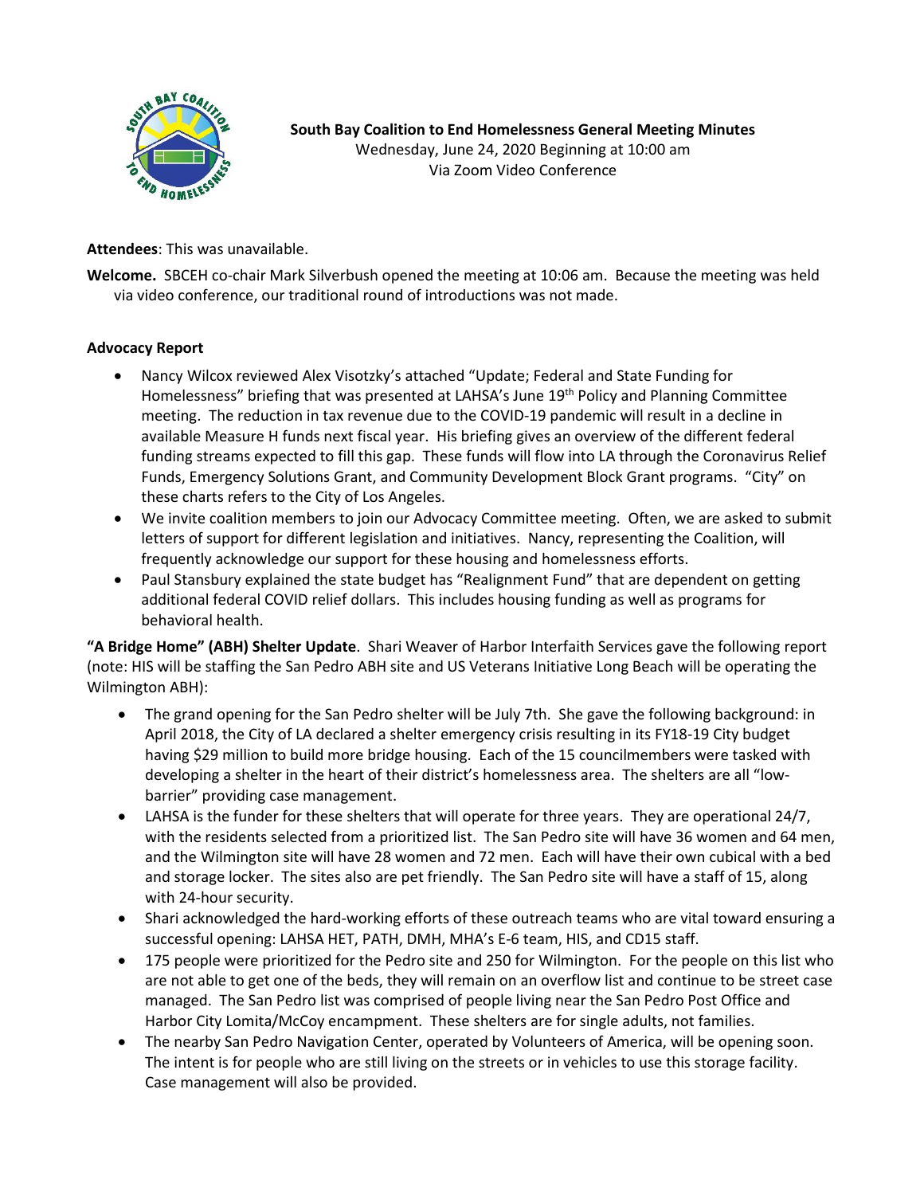**South Bay Coalition to End Homelessness General Meeting Minutes**
Wednesday, June 24, 2020 Beginning at 10:00 am
Via Zoom Video Conference

**Attendees**: This was unavailable.

**Welcome.** SBCEH co-chair Mark Silverbush opened the meeting at 10:06 am. Because the meeting was held via video conference, our traditional round of introductions was not made.

**Advocacy Report**

- Nancy Wilcox reviewed Alex Visotzky's attached "Update; Federal and State Funding for Homelessness" briefing that was presented at LAHSA's June 19th Policy and Planning Committee meeting. The reduction in tax revenue due to the COVID-19 pandemic will result in a decline in available Measure H funds next fiscal year. His briefing gives an overview of the different federal funding streams expected to fill this gap. These funds will flow into LA through the Coronavirus Relief Funds, Emergency Solutions Grant, and Community Development Block Grant programs. "City" on these charts refers to the City of Los Angeles.
- We invite coalition members to join our Advocacy Committee meeting. Often, we are asked to submit letters of support for different legislation and initiatives. Nancy, representing the Coalition, will frequently acknowledge our support for these housing and homelessness efforts.
- Paul Stansbury explained the state budget has "Realignment Fund" that are dependent on getting additional federal COVID relief dollars. This includes housing funding as well as programs for behavioral health.

**"A Bridge Home" (ABH) Shelter Update**. Shari Weaver of Harbor Interfaith Services gave the following report (note: HIS will be staffing the San Pedro ABH site and US Veterans Initiative Long Beach will be operating the Wilmington ABH):

- The grand opening for the San Pedro shelter will be July 7th. She gave the following background: in April 2018, the City of LA declared a shelter emergency crisis resulting in its FY18-19 City budget having $29 million to build more bridge housing. Each of the 15 councilmembers were tasked with developing a shelter in the heart of their district's homelessness area. The shelters are all "low-barrier" providing case management.
- LAHSA is the funder for these shelters that will operate for three years. They are operational 24/7, with the residents selected from a prioritized list. The San Pedro site will have 36 women and 64 men, and the Wilmington site will have 28 women and 72 men. Each will have their own cubical with a bed and storage locker. The sites also are pet friendly. The San Pedro site will have a staff of 15, along with 24-hour security.
- Shari acknowledged the hard-working efforts of these outreach teams who are vital toward ensuring a successful opening: LAHSA HET, PATH, DMH, MHA's E-6 team, HIS, and CD15 staff.
- 175 people were prioritized for the Pedro site and 250 for Wilmington. For the people on this list who are not able to get one of the beds, they will remain on an overflow list and continue to be street case managed. The San Pedro list was comprised of people living near the San Pedro Post Office and Harbor City Lomita/McCoy encampment. These shelters are for single adults, not families.
- The nearby San Pedro Navigation Center, operated by Volunteers of America, will be opening soon. The intent is for people who are still living on the streets or in vehicles to use this storage facility. Case management will also be provided.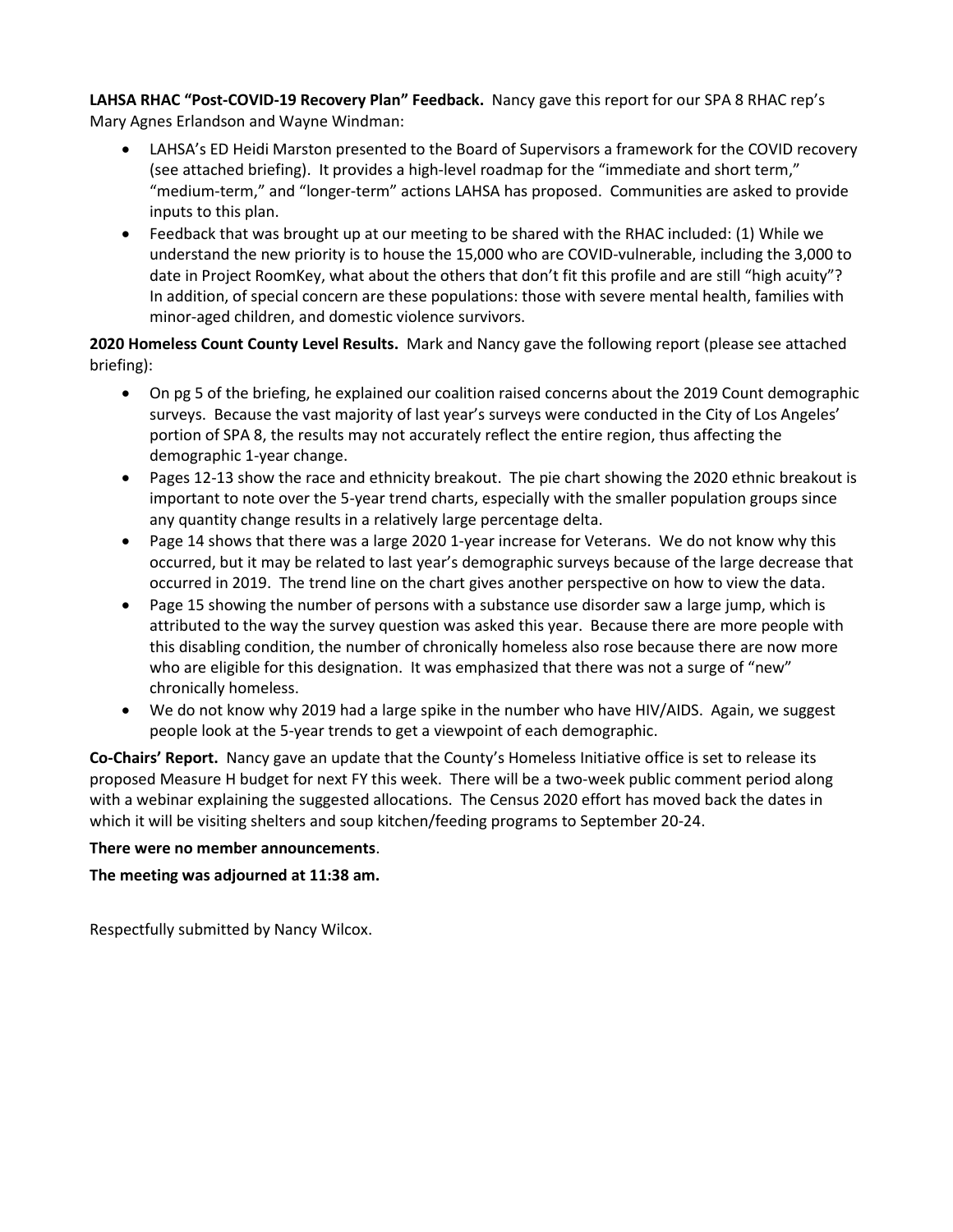**LAHSA RHAC "Post-COVID-19 Recovery Plan" Feedback.** Nancy gave this report for our SPA 8 RHAC rep's Mary Agnes Erlandson and Wayne Windman:

- LAHSA's ED Heidi Marston presented to the Board of Supervisors a framework for the COVID recovery (see attached briefing). It provides a high-level roadmap for the "immediate and short term," "medium-term," and "longer-term" actions LAHSA has proposed. Communities are asked to provide inputs to this plan.
- Feedback that was brought up at our meeting to be shared with the RHAC included: (1) While we understand the new priority is to house the 15,000 who are COVID-vulnerable, including the 3,000 to date in Project RoomKey, what about the others that don't fit this profile and are still "high acuity"? In addition, of special concern are these populations: those with severe mental health, families with minor-aged children, and domestic violence survivors.

**2020 Homeless Count County Level Results.** Mark and Nancy gave the following report (please see attached briefing):

- On pg 5 of the briefing, he explained our coalition raised concerns about the 2019 Count demographic surveys. Because the vast majority of last year's surveys were conducted in the City of Los Angeles' portion of SPA 8, the results may not accurately reflect the entire region, thus affecting the demographic 1-year change.
- Pages 12-13 show the race and ethnicity breakout. The pie chart showing the 2020 ethnic breakout is important to note over the 5-year trend charts, especially with the smaller population groups since any quantity change results in a relatively large percentage delta.
- Page 14 shows that there was a large 2020 1-year increase for Veterans. We do not know why this occurred, but it may be related to last year's demographic surveys because of the large decrease that occurred in 2019. The trend line on the chart gives another perspective on how to view the data.
- Page 15 showing the number of persons with a substance use disorder saw a large jump, which is attributed to the way the survey question was asked this year. Because there are more people with this disabling condition, the number of chronically homeless also rose because there are now more who are eligible for this designation. It was emphasized that there was not a surge of "new" chronically homeless.
- We do not know why 2019 had a large spike in the number who have HIV/AIDS. Again, we suggest people look at the 5-year trends to get a viewpoint of each demographic.

**Co-Chairs' Report.** Nancy gave an update that the County's Homeless Initiative office is set to release its proposed Measure H budget for next FY this week. There will be a two-week public comment period along with a webinar explaining the suggested allocations. The Census 2020 effort has moved back the dates in which it will be visiting shelters and soup kitchen/feeding programs to September 20-24.

**There were no member announcements**.

**The meeting was adjourned at 11:38 am.**

Respectfully submitted by Nancy Wilcox.